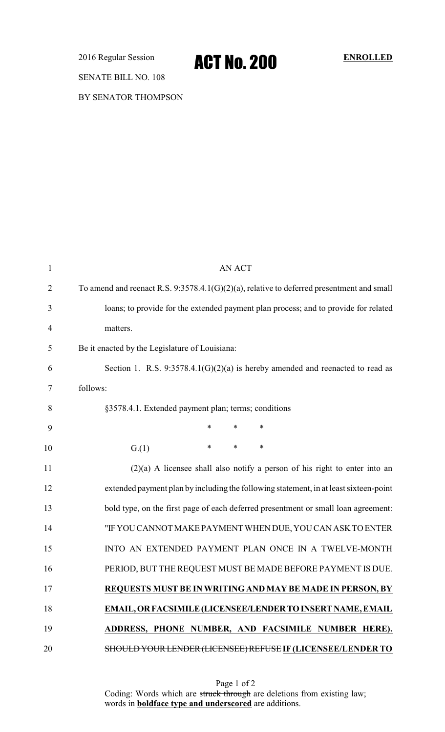2016 Regular Session

# ACT No. 200

**ENROLLED**

SENATE BILL NO. 108

BY SENATOR THOMPSON

AN ACT

To amend and reenact R.S. 9:3578.4.1(G)(2)(a), relative to deferred presentment and small loans; to provide for the extended payment plan process; and to provide for related matters.

Be it enacted by the Legislature of Louisiana:

Section 1. R.S. 9:3578.4.1(G)(2)(a) is hereby amended and reenacted to read as follows:

§3578.4.1. Extended payment plan; terms; conditions

\* \* \*

G.(1) \* \* \*

(2)(a) A licensee shall also notify a person of his right to enter into an extended payment plan by including the following statement, in at least sixteen-point bold type, on the first page of each deferred presentment or small loan agreement: "IF YOU CANNOT MAKE PAYMENT WHEN DUE, YOU CAN ASK TO ENTER INTO AN EXTENDED PAYMENT PLAN ONCE IN A TWELVE-MONTH PERIOD, BUT THE REQUEST MUST BE MADE BEFORE PAYMENT IS DUE. <u>**REQUESTS MUST BE IN WRITING AND MAY BE MADE IN PERSON, BY EMAIL, OR FACSIMILE (LICENSEE/LENDER TO INSERT NAME, EMAIL ADDRESS, PHONE NUMBER, AND FACSIMILE NUMBER HERE).**</u> ~~SHOULD YOUR LENDER (LICENSEE) REFUSE~~ <u>**IF (LICENSEE/LENDER TO**</u>

Coding: Words which are ~~struck through~~ are deletions from existing law; words in <u>**boldface type and underscored**</u> are additions.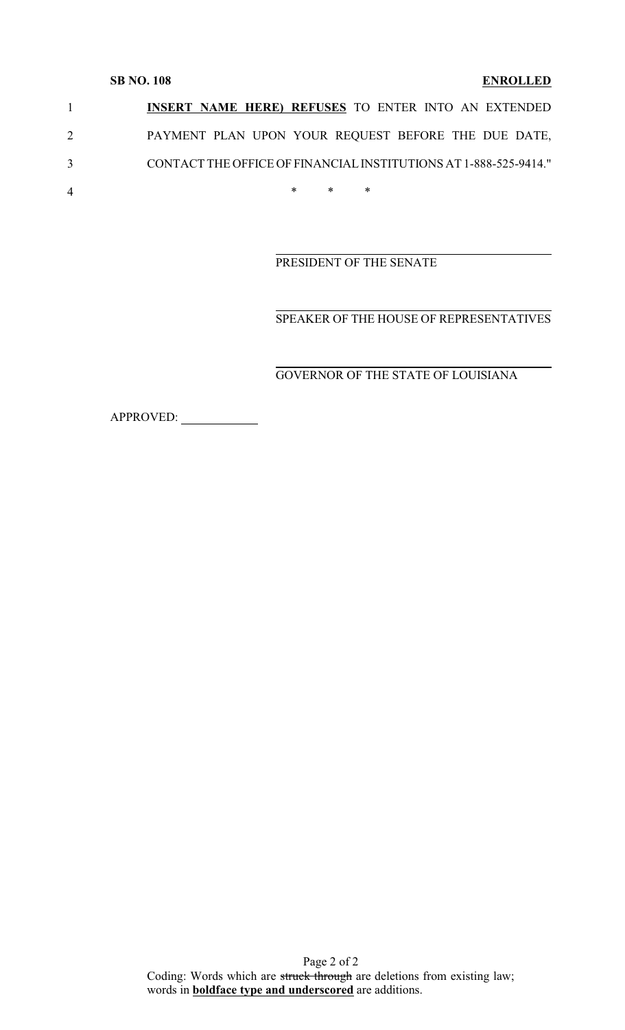**SB NO. 108** **ENROLLED**

1 **<u>INSERT NAME HERE) REFUSES</u>** TO ENTER INTO AN EXTENDED
2 PAYMENT PLAN UPON YOUR REQUEST BEFORE THE DUE DATE,
3 CONTACT THE OFFICE OF FINANCIAL INSTITUTIONS AT 1-888-525-9414."
4 * * *

PRESIDENT OF THE SENATE

SPEAKER OF THE HOUSE OF REPRESENTATIVES

GOVERNOR OF THE STATE OF LOUISIANA

APPROVED: ____________

Coding: Words which are ~~struck through~~ are deletions from existing law; words in **<u>boldface type and underscored</u>** are additions.